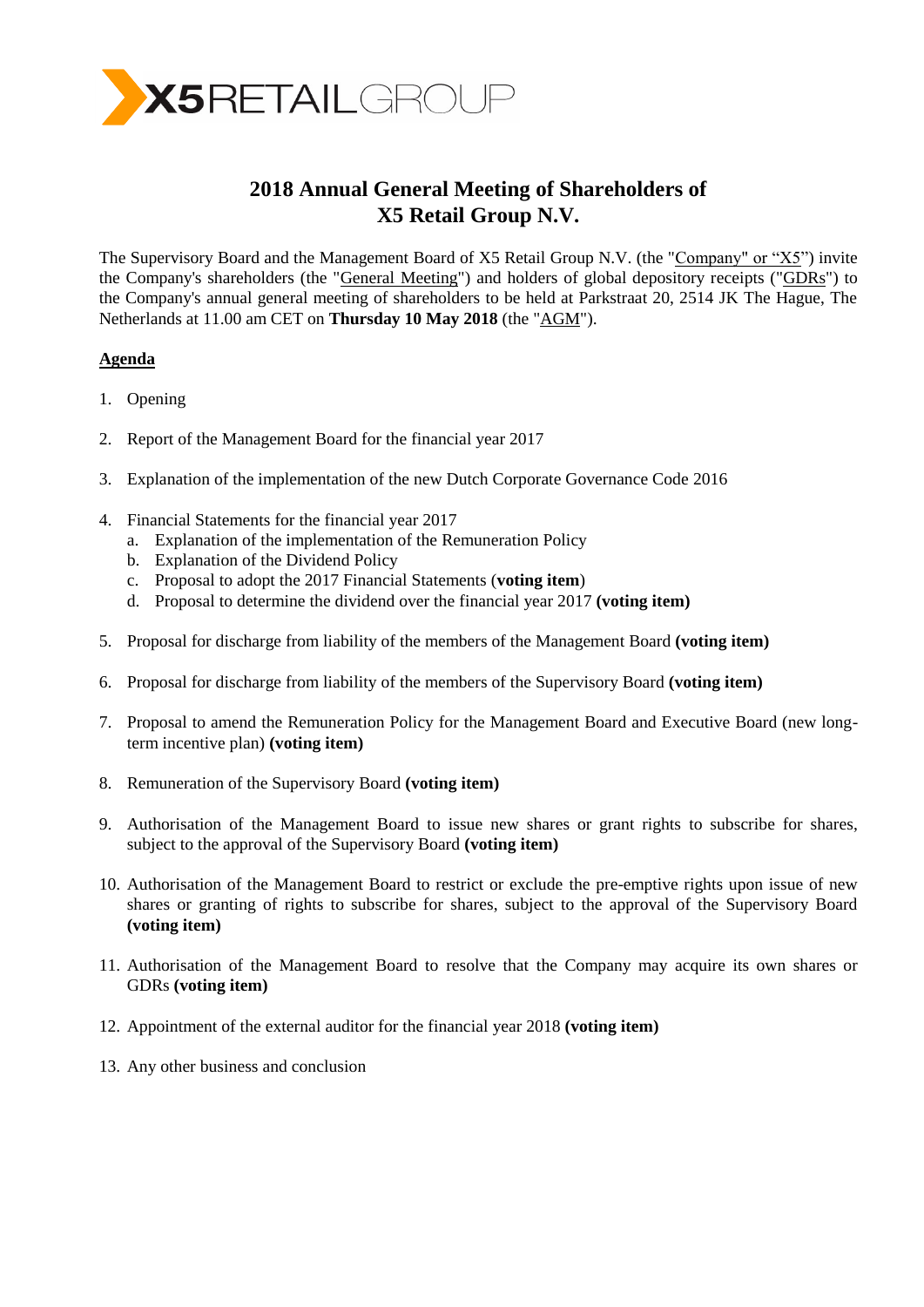# 2018 Annual General Meeting of Shareholders of X5 Retail Group N.V.

The Supervisory Board and the Management Board of X5 Retail Group N.V. (the "Company" or "X5") invite the Company's shareholders (the "General Meeting") and holders of global depository receipts ("GDRs") to the Company's annual general meeting of shareholders to be held at Parkstraat 20, 2514 JK The Hague, The Netherlands at 11.00 am CET on **Thursday 10 May 2018** (the "AGM").

## Agenda

1. Opening
2. Report of the Management Board for the financial year 2017
3. Explanation of the implementation of the new Dutch Corporate Governance Code 2016
4. Financial Statements for the financial year 2017
   a. Explanation of the implementation of the Remuneration Policy
   b. Explanation of the Dividend Policy
   c. Proposal to adopt the 2017 Financial Statements (**voting item**)
   d. Proposal to determine the dividend over the financial year 2017 **(voting item)**
5. Proposal for discharge from liability of the members of the Management Board **(voting item)**
6. Proposal for discharge from liability of the members of the Supervisory Board **(voting item)**
7. Proposal to amend the Remuneration Policy for the Management Board and Executive Board (new long-term incentive plan) **(voting item)**
8. Remuneration of the Supervisory Board **(voting item)**
9. Authorisation of the Management Board to issue new shares or grant rights to subscribe for shares, subject to the approval of the Supervisory Board **(voting item)**
10. Authorisation of the Management Board to restrict or exclude the pre-emptive rights upon issue of new shares or granting of rights to subscribe for shares, subject to the approval of the Supervisory Board **(voting item)**
11. Authorisation of the Management Board to resolve that the Company may acquire its own shares or GDRs **(voting item)**
12. Appointment of the external auditor for the financial year 2018 **(voting item)**
13. Any other business and conclusion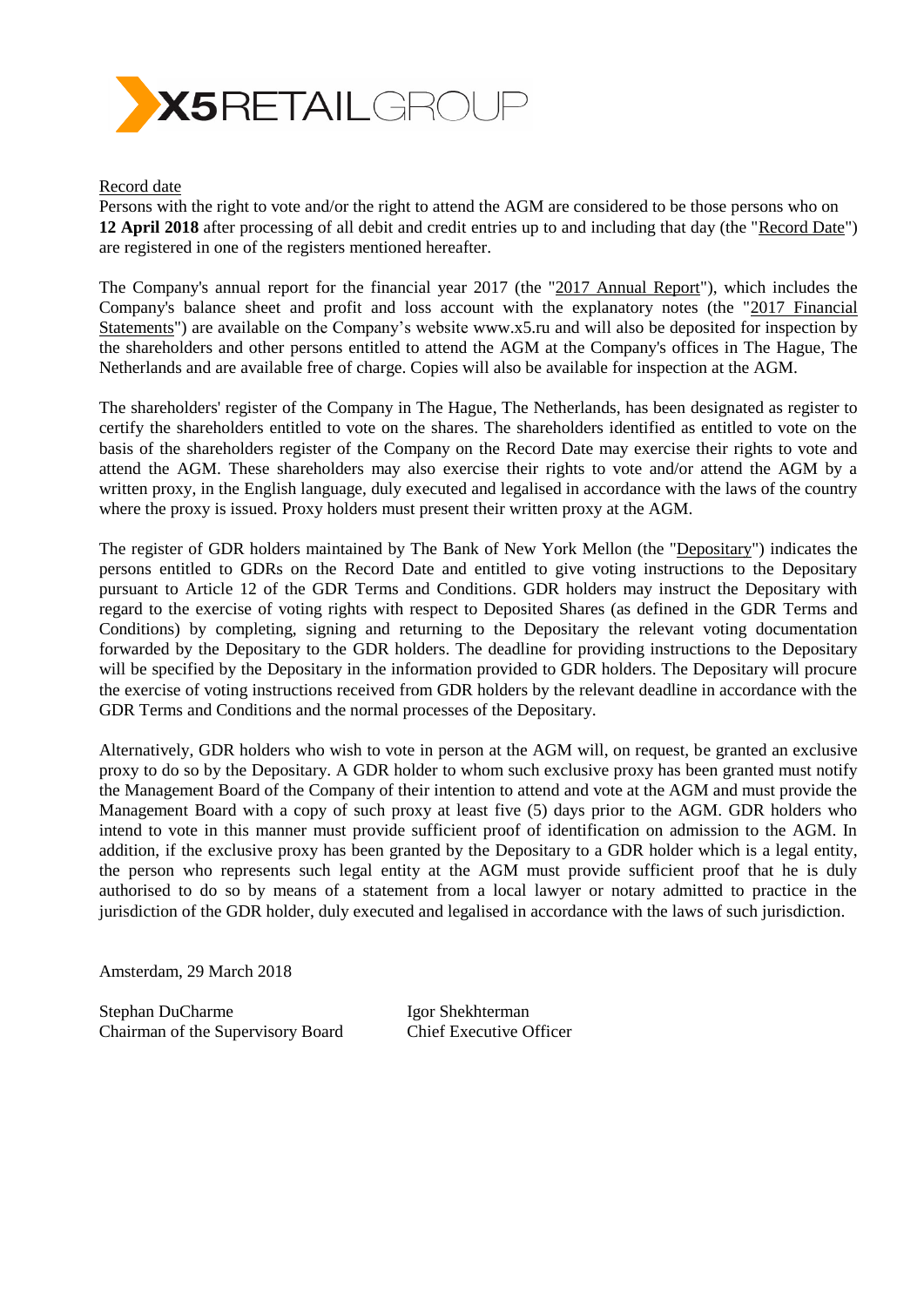Record date

Persons with the right to vote and/or the right to attend the AGM are considered to be those persons who on **12 April 2018** after processing of all debit and credit entries up to and including that day (the "Record Date") are registered in one of the registers mentioned hereafter.

The Company's annual report for the financial year 2017 (the "2017 Annual Report"), which includes the Company's balance sheet and profit and loss account with the explanatory notes (the "2017 Financial Statements") are available on the Company's website www.x5.ru and will also be deposited for inspection by the shareholders and other persons entitled to attend the AGM at the Company's offices in The Hague, The Netherlands and are available free of charge. Copies will also be available for inspection at the AGM.

The shareholders' register of the Company in The Hague, The Netherlands, has been designated as register to certify the shareholders entitled to vote on the shares. The shareholders identified as entitled to vote on the basis of the shareholders register of the Company on the Record Date may exercise their rights to vote and attend the AGM. These shareholders may also exercise their rights to vote and/or attend the AGM by a written proxy, in the English language, duly executed and legalised in accordance with the laws of the country where the proxy is issued. Proxy holders must present their written proxy at the AGM.

The register of GDR holders maintained by The Bank of New York Mellon (the "Depositary") indicates the persons entitled to GDRs on the Record Date and entitled to give voting instructions to the Depositary pursuant to Article 12 of the GDR Terms and Conditions. GDR holders may instruct the Depositary with regard to the exercise of voting rights with respect to Deposited Shares (as defined in the GDR Terms and Conditions) by completing, signing and returning to the Depositary the relevant voting documentation forwarded by the Depositary to the GDR holders. The deadline for providing instructions to the Depositary will be specified by the Depositary in the information provided to GDR holders. The Depositary will procure the exercise of voting instructions received from GDR holders by the relevant deadline in accordance with the GDR Terms and Conditions and the normal processes of the Depositary.

Alternatively, GDR holders who wish to vote in person at the AGM will, on request, be granted an exclusive proxy to do so by the Depositary. A GDR holder to whom such exclusive proxy has been granted must notify the Management Board of the Company of their intention to attend and vote at the AGM and must provide the Management Board with a copy of such proxy at least five (5) days prior to the AGM. GDR holders who intend to vote in this manner must provide sufficient proof of identification on admission to the AGM. In addition, if the exclusive proxy has been granted by the Depositary to a GDR holder which is a legal entity, the person who represents such legal entity at the AGM must provide sufficient proof that he is duly authorised to do so by means of a statement from a local lawyer or notary admitted to practice in the jurisdiction of the GDR holder, duly executed and legalised in accordance with the laws of such jurisdiction.

Amsterdam, 29 March 2018

Stephan DuCharme
Chairman of the Supervisory Board

Igor Shekhterman
Chief Executive Officer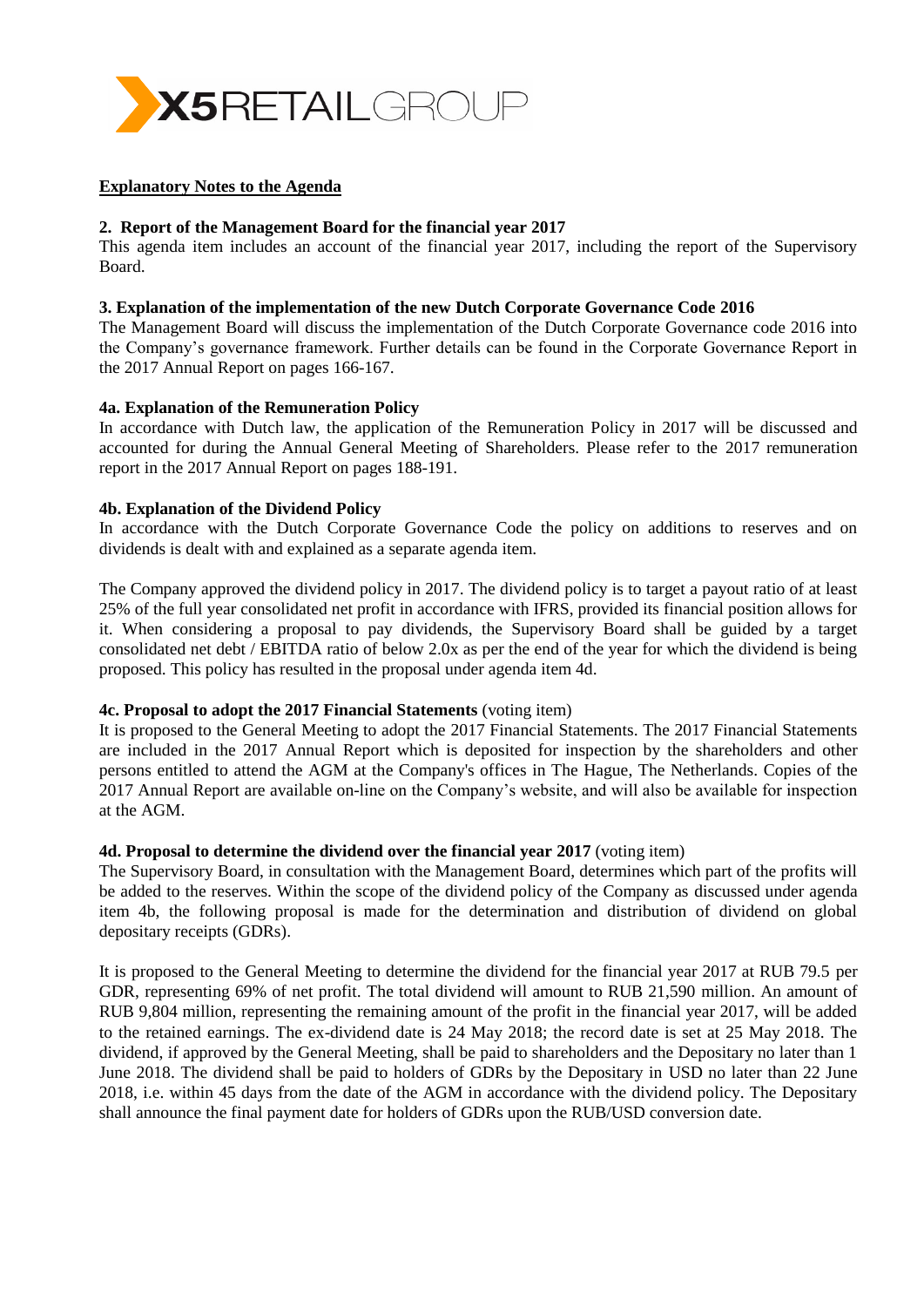## Explanatory Notes to the Agenda

**2. Report of the Management Board for the financial year 2017**

This agenda item includes an account of the financial year 2017, including the report of the Supervisory Board.

**3. Explanation of the implementation of the new Dutch Corporate Governance Code 2016**

The Management Board will discuss the implementation of the Dutch Corporate Governance code 2016 into the Company's governance framework. Further details can be found in the Corporate Governance Report in the 2017 Annual Report on pages 166-167.

**4a. Explanation of the Remuneration Policy**

In accordance with Dutch law, the application of the Remuneration Policy in 2017 will be discussed and accounted for during the Annual General Meeting of Shareholders. Please refer to the 2017 remuneration report in the 2017 Annual Report on pages 188-191.

**4b. Explanation of the Dividend Policy**

In accordance with the Dutch Corporate Governance Code the policy on additions to reserves and on dividends is dealt with and explained as a separate agenda item.

The Company approved the dividend policy in 2017. The dividend policy is to target a payout ratio of at least 25% of the full year consolidated net profit in accordance with IFRS, provided its financial position allows for it. When considering a proposal to pay dividends, the Supervisory Board shall be guided by a target consolidated net debt / EBITDA ratio of below 2.0x as per the end of the year for which the dividend is being proposed. This policy has resulted in the proposal under agenda item 4d.

**4c. Proposal to adopt the 2017 Financial Statements** (voting item)

It is proposed to the General Meeting to adopt the 2017 Financial Statements. The 2017 Financial Statements are included in the 2017 Annual Report which is deposited for inspection by the shareholders and other persons entitled to attend the AGM at the Company's offices in The Hague, The Netherlands. Copies of the 2017 Annual Report are available on-line on the Company's website, and will also be available for inspection at the AGM.

**4d. Proposal to determine the dividend over the financial year 2017** (voting item)

The Supervisory Board, in consultation with the Management Board, determines which part of the profits will be added to the reserves. Within the scope of the dividend policy of the Company as discussed under agenda item 4b, the following proposal is made for the determination and distribution of dividend on global depositary receipts (GDRs).

It is proposed to the General Meeting to determine the dividend for the financial year 2017 at RUB 79.5 per GDR, representing 69% of net profit. The total dividend will amount to RUB 21,590 million. An amount of RUB 9,804 million, representing the remaining amount of the profit in the financial year 2017, will be added to the retained earnings. The ex-dividend date is 24 May 2018; the record date is set at 25 May 2018. The dividend, if approved by the General Meeting, shall be paid to shareholders and the Depositary no later than 1 June 2018. The dividend shall be paid to holders of GDRs by the Depositary in USD no later than 22 June 2018, i.e. within 45 days from the date of the AGM in accordance with the dividend policy. The Depositary shall announce the final payment date for holders of GDRs upon the RUB/USD conversion date.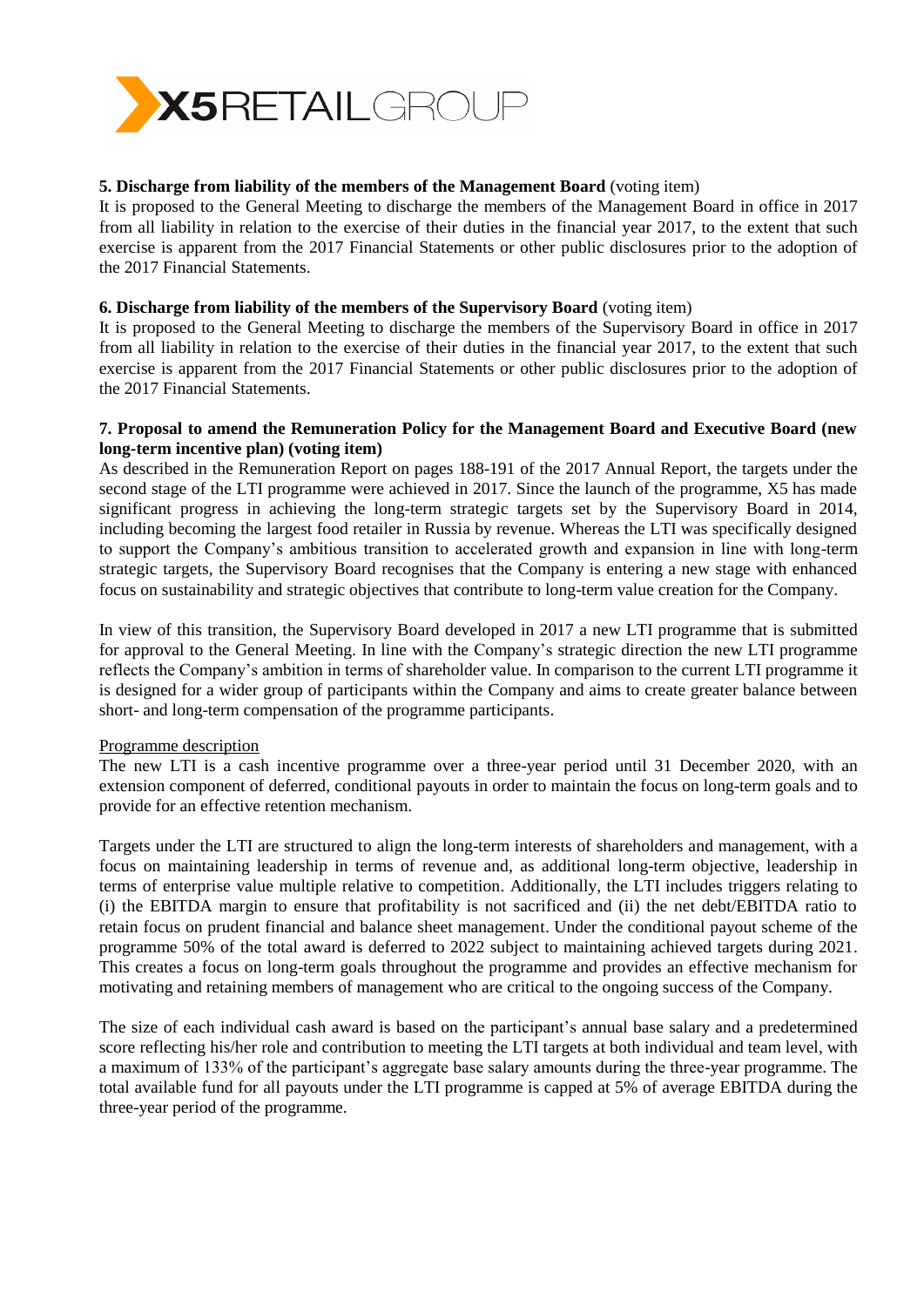**5. Discharge from liability of the members of the Management Board** (voting item)
It is proposed to the General Meeting to discharge the members of the Management Board in office in 2017 from all liability in relation to the exercise of their duties in the financial year 2017, to the extent that such exercise is apparent from the 2017 Financial Statements or other public disclosures prior to the adoption of the 2017 Financial Statements.

**6. Discharge from liability of the members of the Supervisory Board** (voting item)
It is proposed to the General Meeting to discharge the members of the Supervisory Board in office in 2017 from all liability in relation to the exercise of their duties in the financial year 2017, to the extent that such exercise is apparent from the 2017 Financial Statements or other public disclosures prior to the adoption of the 2017 Financial Statements.

**7. Proposal to amend the Remuneration Policy for the Management Board and Executive Board (new long-term incentive plan) (voting item)**
As described in the Remuneration Report on pages 188-191 of the 2017 Annual Report, the targets under the second stage of the LTI programme were achieved in 2017. Since the launch of the programme, X5 has made significant progress in achieving the long-term strategic targets set by the Supervisory Board in 2014, including becoming the largest food retailer in Russia by revenue. Whereas the LTI was specifically designed to support the Company's ambitious transition to accelerated growth and expansion in line with long-term strategic targets, the Supervisory Board recognises that the Company is entering a new stage with enhanced focus on sustainability and strategic objectives that contribute to long-term value creation for the Company.

In view of this transition, the Supervisory Board developed in 2017 a new LTI programme that is submitted for approval to the General Meeting. In line with the Company's strategic direction the new LTI programme reflects the Company's ambition in terms of shareholder value. In comparison to the current LTI programme it is designed for a wider group of participants within the Company and aims to create greater balance between short- and long-term compensation of the programme participants.

<u>Programme description</u>
The new LTI is a cash incentive programme over a three-year period until 31 December 2020, with an extension component of deferred, conditional payouts in order to maintain the focus on long-term goals and to provide for an effective retention mechanism.

Targets under the LTI are structured to align the long-term interests of shareholders and management, with a focus on maintaining leadership in terms of revenue and, as additional long-term objective, leadership in terms of enterprise value multiple relative to competition. Additionally, the LTI includes triggers relating to (i) the EBITDA margin to ensure that profitability is not sacrificed and (ii) the net debt/EBITDA ratio to retain focus on prudent financial and balance sheet management. Under the conditional payout scheme of the programme 50% of the total award is deferred to 2022 subject to maintaining achieved targets during 2021. This creates a focus on long-term goals throughout the programme and provides an effective mechanism for motivating and retaining members of management who are critical to the ongoing success of the Company.

The size of each individual cash award is based on the participant's annual base salary and a predetermined score reflecting his/her role and contribution to meeting the LTI targets at both individual and team level, with a maximum of 133% of the participant's aggregate base salary amounts during the three-year programme. The total available fund for all payouts under the LTI programme is capped at 5% of average EBITDA during the three-year period of the programme.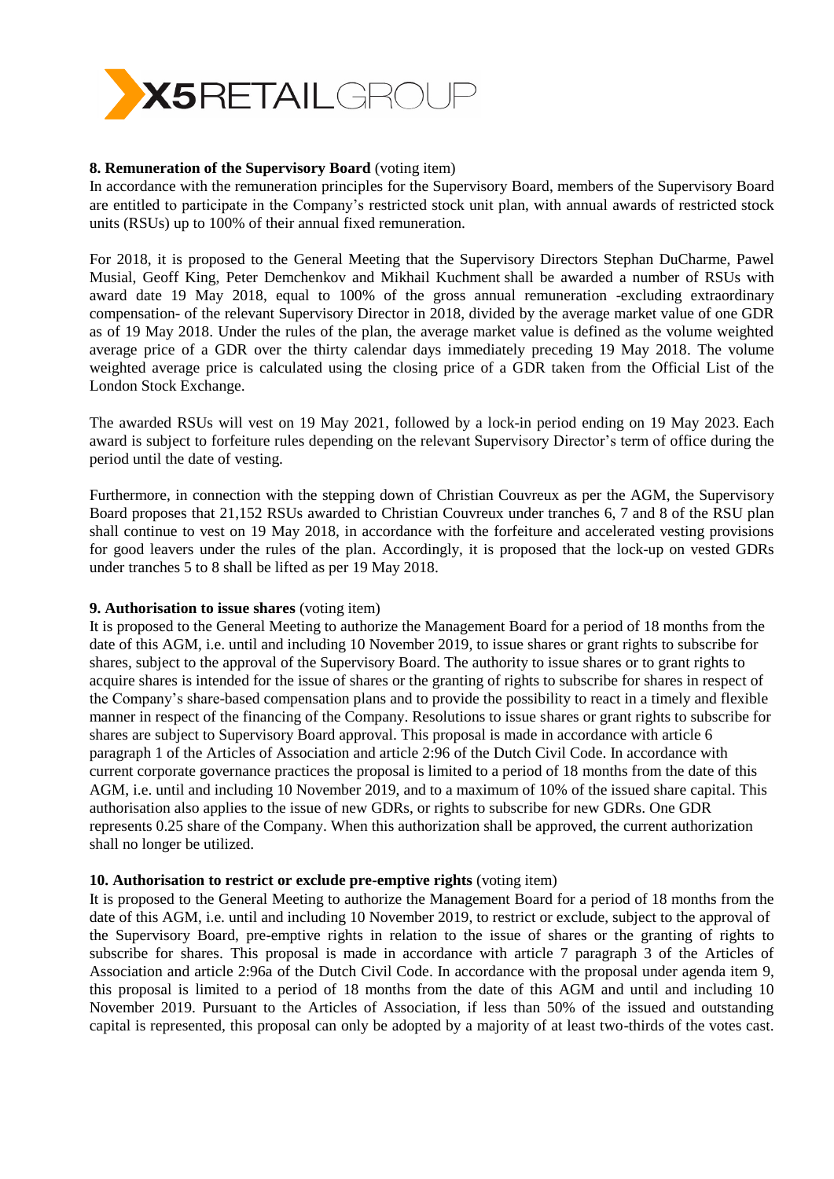**8. Remuneration of the Supervisory Board** (voting item)
In accordance with the remuneration principles for the Supervisory Board, members of the Supervisory Board are entitled to participate in the Company's restricted stock unit plan, with annual awards of restricted stock units (RSUs) up to 100% of their annual fixed remuneration.

For 2018, it is proposed to the General Meeting that the Supervisory Directors Stephan DuCharme, Pawel Musial, Geoff King, Peter Demchenkov and Mikhail Kuchment shall be awarded a number of RSUs with award date 19 May 2018, equal to 100% of the gross annual remuneration -excluding extraordinary compensation- of the relevant Supervisory Director in 2018, divided by the average market value of one GDR as of 19 May 2018. Under the rules of the plan, the average market value is defined as the volume weighted average price of a GDR over the thirty calendar days immediately preceding 19 May 2018. The volume weighted average price is calculated using the closing price of a GDR taken from the Official List of the London Stock Exchange.

The awarded RSUs will vest on 19 May 2021, followed by a lock-in period ending on 19 May 2023. Each award is subject to forfeiture rules depending on the relevant Supervisory Director's term of office during the period until the date of vesting.

Furthermore, in connection with the stepping down of Christian Couvreux as per the AGM, the Supervisory Board proposes that 21,152 RSUs awarded to Christian Couvreux under tranches 6, 7 and 8 of the RSU plan shall continue to vest on 19 May 2018, in accordance with the forfeiture and accelerated vesting provisions for good leavers under the rules of the plan. Accordingly, it is proposed that the lock-up on vested GDRs under tranches 5 to 8 shall be lifted as per 19 May 2018.

**9. Authorisation to issue shares** (voting item)
It is proposed to the General Meeting to authorize the Management Board for a period of 18 months from the date of this AGM, i.e. until and including 10 November 2019, to issue shares or grant rights to subscribe for shares, subject to the approval of the Supervisory Board. The authority to issue shares or to grant rights to acquire shares is intended for the issue of shares or the granting of rights to subscribe for shares in respect of the Company's share-based compensation plans and to provide the possibility to react in a timely and flexible manner in respect of the financing of the Company. Resolutions to issue shares or grant rights to subscribe for shares are subject to Supervisory Board approval. This proposal is made in accordance with article 6 paragraph 1 of the Articles of Association and article 2:96 of the Dutch Civil Code. In accordance with current corporate governance practices the proposal is limited to a period of 18 months from the date of this AGM, i.e. until and including 10 November 2019, and to a maximum of 10% of the issued share capital. This authorisation also applies to the issue of new GDRs, or rights to subscribe for new GDRs. One GDR represents 0.25 share of the Company. When this authorization shall be approved, the current authorization shall no longer be utilized.

**10. Authorisation to restrict or exclude pre-emptive rights** (voting item)
It is proposed to the General Meeting to authorize the Management Board for a period of 18 months from the date of this AGM, i.e. until and including 10 November 2019, to restrict or exclude, subject to the approval of the Supervisory Board, pre-emptive rights in relation to the issue of shares or the granting of rights to subscribe for shares. This proposal is made in accordance with article 7 paragraph 3 of the Articles of Association and article 2:96a of the Dutch Civil Code. In accordance with the proposal under agenda item 9, this proposal is limited to a period of 18 months from the date of this AGM and until and including 10 November 2019. Pursuant to the Articles of Association, if less than 50% of the issued and outstanding capital is represented, this proposal can only be adopted by a majority of at least two-thirds of the votes cast.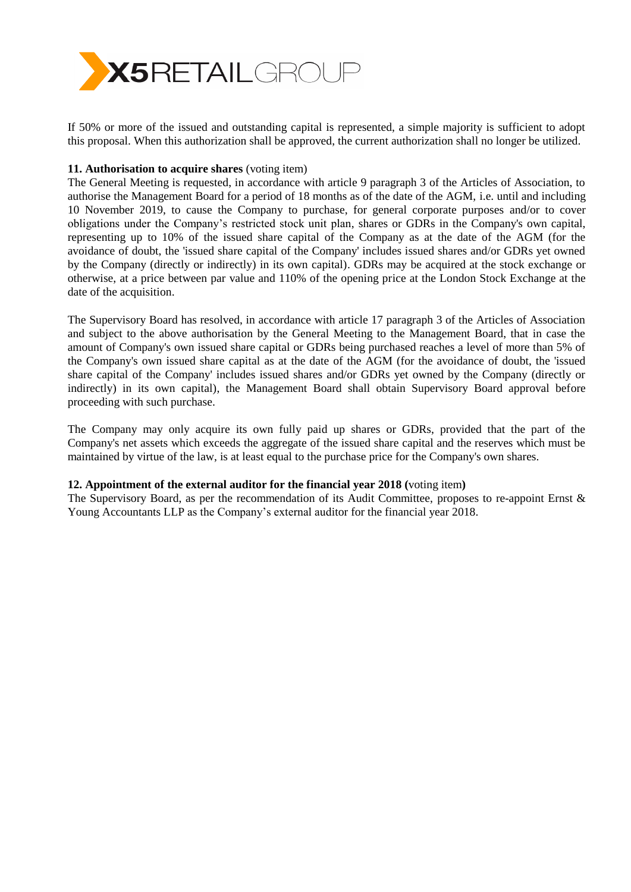If 50% or more of the issued and outstanding capital is represented, a simple majority is sufficient to adopt this proposal. When this authorization shall be approved, the current authorization shall no longer be utilized.

**11. Authorisation to acquire shares** (voting item)

The General Meeting is requested, in accordance with article 9 paragraph 3 of the Articles of Association, to authorise the Management Board for a period of 18 months as of the date of the AGM, i.e. until and including 10 November 2019, to cause the Company to purchase, for general corporate purposes and/or to cover obligations under the Company's restricted stock unit plan, shares or GDRs in the Company's own capital, representing up to 10% of the issued share capital of the Company as at the date of the AGM (for the avoidance of doubt, the 'issued share capital of the Company' includes issued shares and/or GDRs yet owned by the Company (directly or indirectly) in its own capital). GDRs may be acquired at the stock exchange or otherwise, at a price between par value and 110% of the opening price at the London Stock Exchange at the date of the acquisition.

The Supervisory Board has resolved, in accordance with article 17 paragraph 3 of the Articles of Association and subject to the above authorisation by the General Meeting to the Management Board, that in case the amount of Company's own issued share capital or GDRs being purchased reaches a level of more than 5% of the Company's own issued share capital as at the date of the AGM (for the avoidance of doubt, the 'issued share capital of the Company' includes issued shares and/or GDRs yet owned by the Company (directly or indirectly) in its own capital), the Management Board shall obtain Supervisory Board approval before proceeding with such purchase.

The Company may only acquire its own fully paid up shares or GDRs, provided that the part of the Company's net assets which exceeds the aggregate of the issued share capital and the reserves which must be maintained by virtue of the law, is at least equal to the purchase price for the Company's own shares.

**12. Appointment of the external auditor for the financial year 2018 (**voting item**)**

The Supervisory Board, as per the recommendation of its Audit Committee, proposes to re-appoint Ernst & Young Accountants LLP as the Company's external auditor for the financial year 2018.